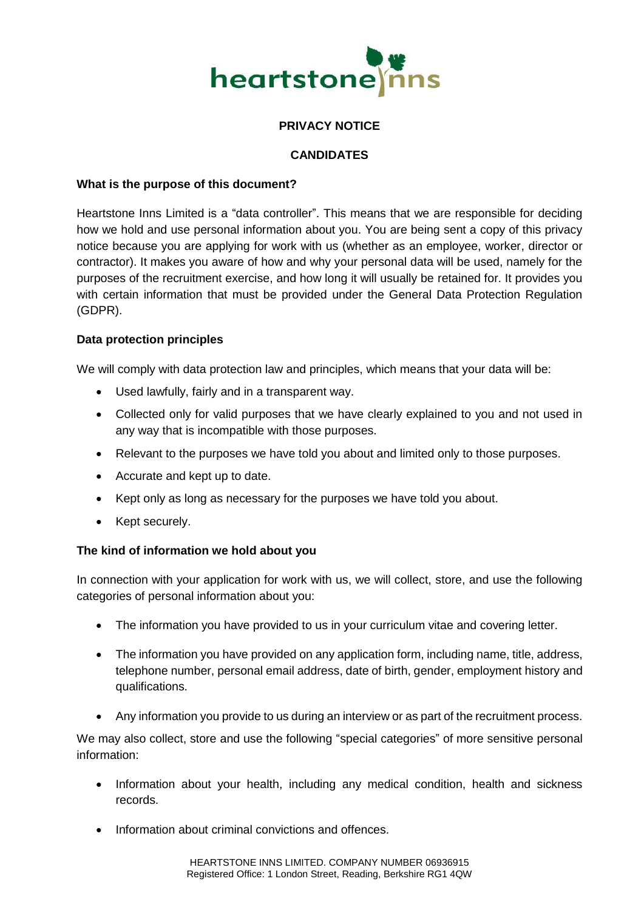**PRIVACY NOTICE**

**CANDIDATES**

**What is the purpose of this document?**

Heartstone Inns Limited is a "data controller". This means that we are responsible for deciding how we hold and use personal information about you. You are being sent a copy of this privacy notice because you are applying for work with us (whether as an employee, worker, director or contractor). It makes you aware of how and why your personal data will be used, namely for the purposes of the recruitment exercise, and how long it will usually be retained for. It provides you with certain information that must be provided under the General Data Protection Regulation (GDPR).

**Data protection principles**

We will comply with data protection law and principles, which means that your data will be:

- Used lawfully, fairly and in a transparent way.
- Collected only for valid purposes that we have clearly explained to you and not used in any way that is incompatible with those purposes.
- Relevant to the purposes we have told you about and limited only to those purposes.
- Accurate and kept up to date.
- Kept only as long as necessary for the purposes we have told you about.
- Kept securely.

**The kind of information we hold about you**

In connection with your application for work with us, we will collect, store, and use the following categories of personal information about you:

- The information you have provided to us in your curriculum vitae and covering letter.
- The information you have provided on any application form, including name, title, address, telephone number, personal email address, date of birth, gender, employment history and qualifications.
- Any information you provide to us during an interview or as part of the recruitment process.

We may also collect, store and use the following "special categories" of more sensitive personal information:

- Information about your health, including any medical condition, health and sickness records.
- Information about criminal convictions and offences.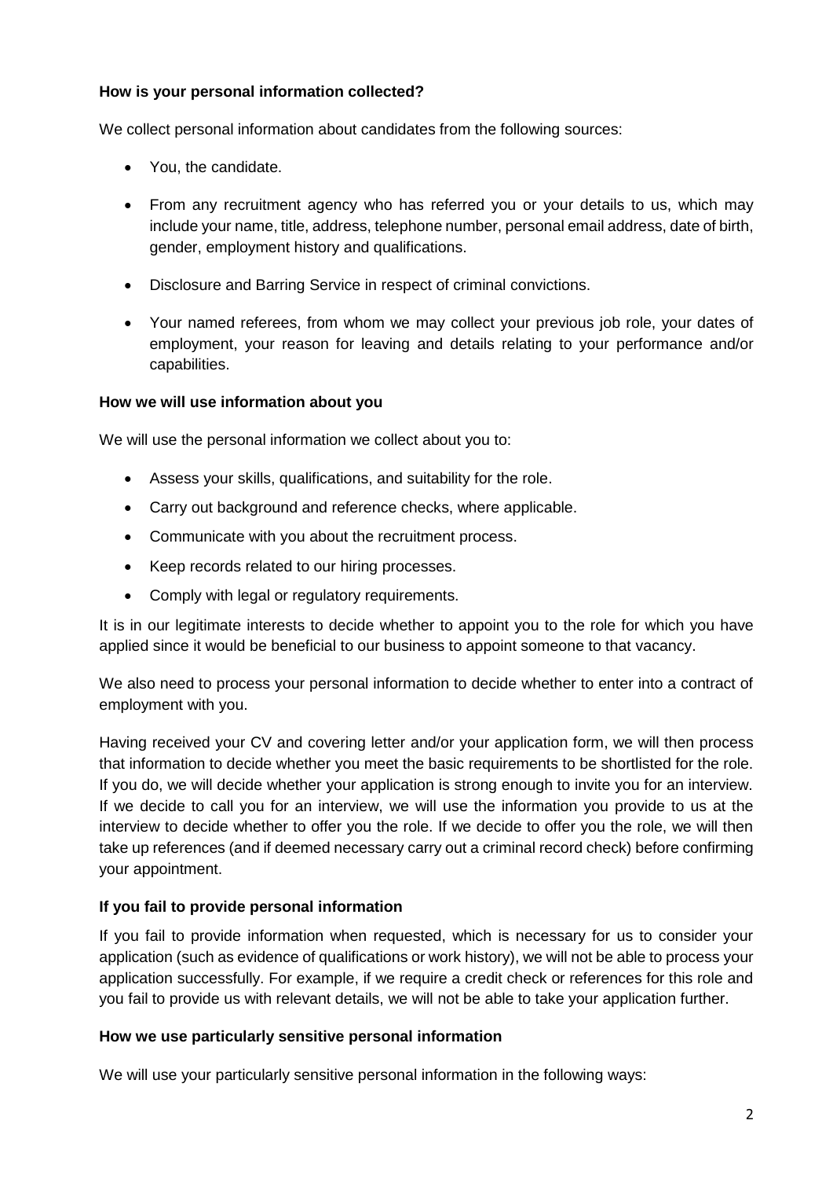**How is your personal information collected?**

We collect personal information about candidates from the following sources:

- You, the candidate.
- From any recruitment agency who has referred you or your details to us, which may include your name, title, address, telephone number, personal email address, date of birth, gender, employment history and qualifications.
- Disclosure and Barring Service in respect of criminal convictions.
- Your named referees, from whom we may collect your previous job role, your dates of employment, your reason for leaving and details relating to your performance and/or capabilities.

**How we will use information about you**

We will use the personal information we collect about you to:

- Assess your skills, qualifications, and suitability for the role.
- Carry out background and reference checks, where applicable.
- Communicate with you about the recruitment process.
- Keep records related to our hiring processes.
- Comply with legal or regulatory requirements.

It is in our legitimate interests to decide whether to appoint you to the role for which you have applied since it would be beneficial to our business to appoint someone to that vacancy.

We also need to process your personal information to decide whether to enter into a contract of employment with you.

Having received your CV and covering letter and/or your application form, we will then process that information to decide whether you meet the basic requirements to be shortlisted for the role. If you do, we will decide whether your application is strong enough to invite you for an interview. If we decide to call you for an interview, we will use the information you provide to us at the interview to decide whether to offer you the role. If we decide to offer you the role, we will then take up references (and if deemed necessary carry out a criminal record check) before confirming your appointment.

**If you fail to provide personal information**

If you fail to provide information when requested, which is necessary for us to consider your application (such as evidence of qualifications or work history), we will not be able to process your application successfully. For example, if we require a credit check or references for this role and you fail to provide us with relevant details, we will not be able to take your application further.

**How we use particularly sensitive personal information**

We will use your particularly sensitive personal information in the following ways: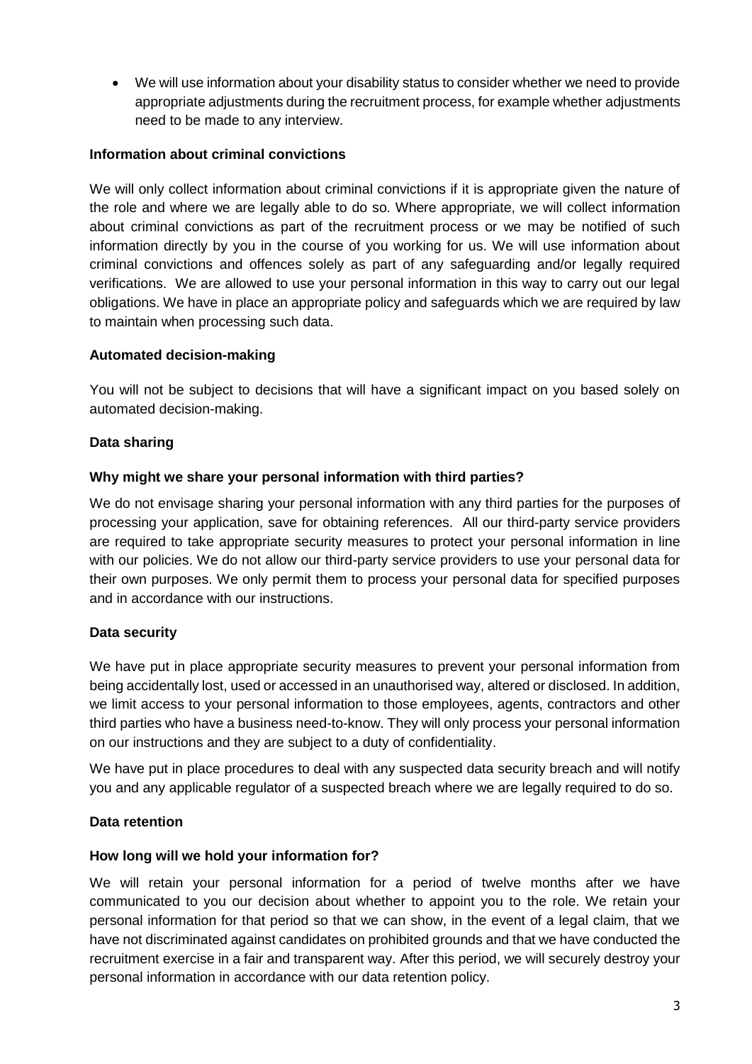- We will use information about your disability status to consider whether we need to provide appropriate adjustments during the recruitment process, for example whether adjustments need to be made to any interview.

**Information about criminal convictions**

We will only collect information about criminal convictions if it is appropriate given the nature of the role and where we are legally able to do so. Where appropriate, we will collect information about criminal convictions as part of the recruitment process or we may be notified of such information directly by you in the course of you working for us. We will use information about criminal convictions and offences solely as part of any safeguarding and/or legally required verifications. We are allowed to use your personal information in this way to carry out our legal obligations. We have in place an appropriate policy and safeguards which we are required by law to maintain when processing such data.

**Automated decision-making**

You will not be subject to decisions that will have a significant impact on you based solely on automated decision-making.

**Data sharing**

**Why might we share your personal information with third parties?**

We do not envisage sharing your personal information with any third parties for the purposes of processing your application, save for obtaining references. All our third-party service providers are required to take appropriate security measures to protect your personal information in line with our policies. We do not allow our third-party service providers to use your personal data for their own purposes. We only permit them to process your personal data for specified purposes and in accordance with our instructions.

**Data security**

We have put in place appropriate security measures to prevent your personal information from being accidentally lost, used or accessed in an unauthorised way, altered or disclosed. In addition, we limit access to your personal information to those employees, agents, contractors and other third parties who have a business need-to-know. They will only process your personal information on our instructions and they are subject to a duty of confidentiality.

We have put in place procedures to deal with any suspected data security breach and will notify you and any applicable regulator of a suspected breach where we are legally required to do so.

**Data retention**

**How long will we hold your information for?**

We will retain your personal information for a period of twelve months after we have communicated to you our decision about whether to appoint you to the role. We retain your personal information for that period so that we can show, in the event of a legal claim, that we have not discriminated against candidates on prohibited grounds and that we have conducted the recruitment exercise in a fair and transparent way. After this period, we will securely destroy your personal information in accordance with our data retention policy.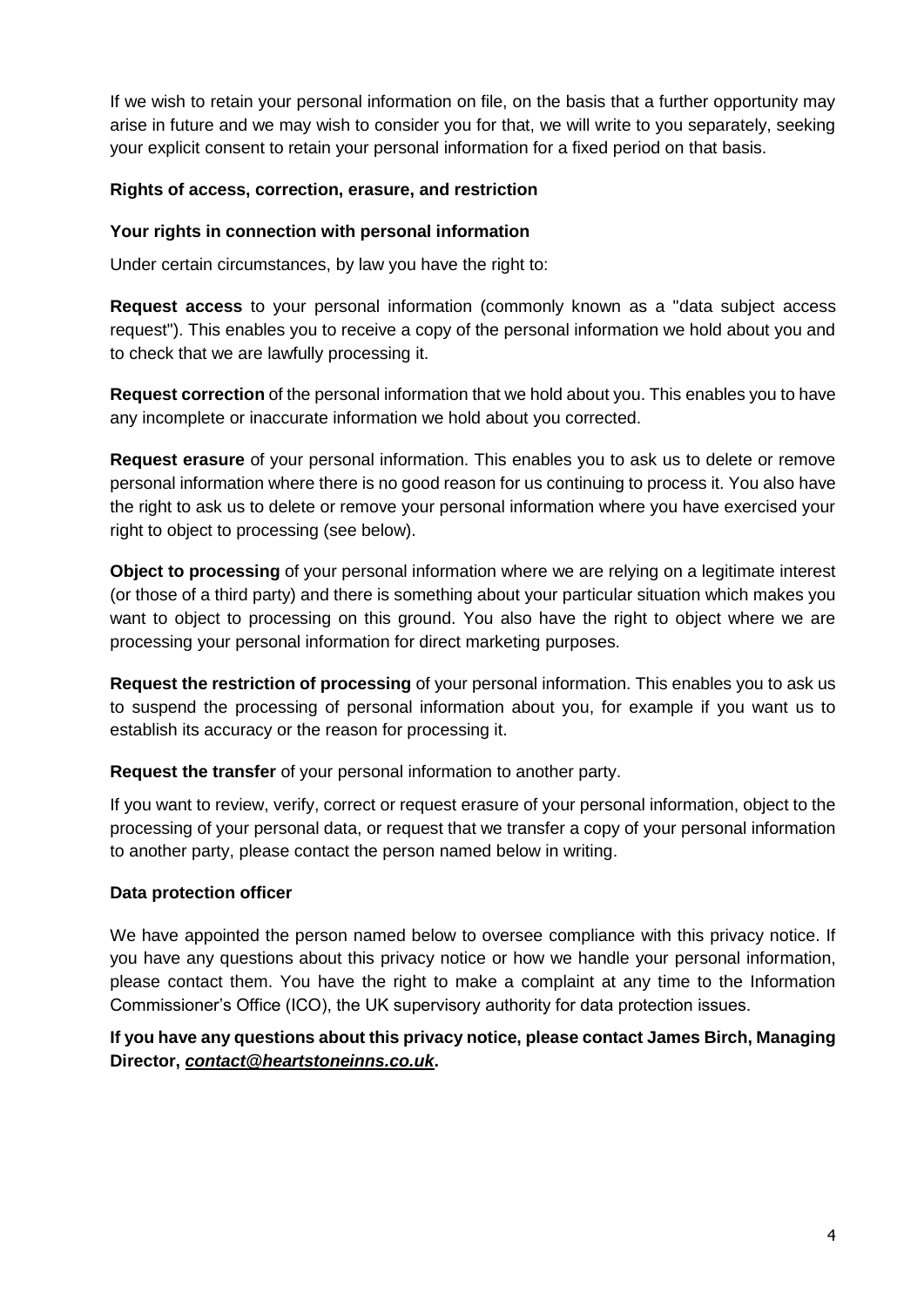If we wish to retain your personal information on file, on the basis that a further opportunity may arise in future and we may wish to consider you for that, we will write to you separately, seeking your explicit consent to retain your personal information for a fixed period on that basis.

**Rights of access, correction, erasure, and restriction**

**Your rights in connection with personal information**

Under certain circumstances, by law you have the right to:

**Request access** to your personal information (commonly known as a "data subject access request"). This enables you to receive a copy of the personal information we hold about you and to check that we are lawfully processing it.

**Request correction** of the personal information that we hold about you. This enables you to have any incomplete or inaccurate information we hold about you corrected.

**Request erasure** of your personal information. This enables you to ask us to delete or remove personal information where there is no good reason for us continuing to process it. You also have the right to ask us to delete or remove your personal information where you have exercised your right to object to processing (see below).

**Object to processing** of your personal information where we are relying on a legitimate interest (or those of a third party) and there is something about your particular situation which makes you want to object to processing on this ground. You also have the right to object where we are processing your personal information for direct marketing purposes.

**Request the restriction of processing** of your personal information. This enables you to ask us to suspend the processing of personal information about you, for example if you want us to establish its accuracy or the reason for processing it.

**Request the transfer** of your personal information to another party.

If you want to review, verify, correct or request erasure of your personal information, object to the processing of your personal data, or request that we transfer a copy of your personal information to another party, please contact the person named below in writing.

**Data protection officer**

We have appointed the person named below to oversee compliance with this privacy notice. If you have any questions about this privacy notice or how we handle your personal information, please contact them. You have the right to make a complaint at any time to the Information Commissioner's Office (ICO), the UK supervisory authority for data protection issues.

**If you have any questions about this privacy notice, please contact James Birch, Managing Director, *contact@heartstoneinns.co.uk*.**